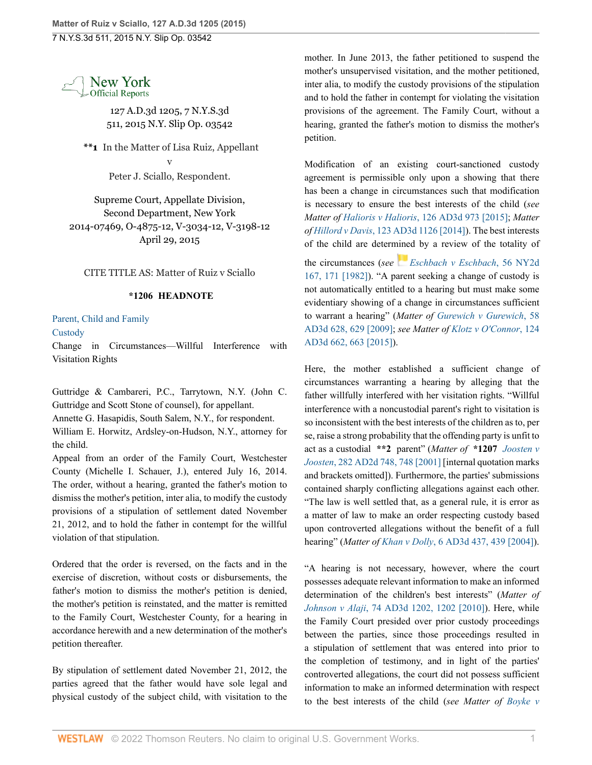New York Official Reports

127 A.D.3d 1205, 7 N.Y.S.3d 511, 2015 N.Y. Slip Op. 03542

**1 In the Matter of Lisa Ruiz, Appellant
v
Peter J. Sciallo, Respondent.

Supreme Court, Appellate Division,
Second Department, New York
2014-07469, O-4875-12, V-3034-12, V-3198-12
April 29, 2015

CITE TITLE AS: Matter of Ruiz v Sciallo

**\*1206 HEADNOTE**

Parent, Child and Family
Custody
Change in Circumstances—Willful Interference with Visitation Rights

Guttridge & Cambareri, P.C., Tarrytown, N.Y. (John C. Guttridge and Scott Stone of counsel), for appellant.
Annette G. Hasapidis, South Salem, N.Y., for respondent.
William E. Horwitz, Ardsley-on-Hudson, N.Y., attorney for the child.
Appeal from an order of the Family Court, Westchester County (Michelle I. Schauer, J.), entered July 16, 2014. The order, without a hearing, granted the father's motion to dismiss the mother's petition, inter alia, to modify the custody provisions of a stipulation of settlement dated November 21, 2012, and to hold the father in contempt for the willful violation of that stipulation.

Ordered that the order is reversed, on the facts and in the exercise of discretion, without costs or disbursements, the father's motion to dismiss the mother's petition is denied, the mother's petition is reinstated, and the matter is remitted to the Family Court, Westchester County, for a hearing in accordance herewith and a new determination of the mother's petition thereafter.

By stipulation of settlement dated November 21, 2012, the parties agreed that the father would have sole legal and physical custody of the subject child, with visitation to the mother. In June 2013, the father petitioned to suspend the mother's unsupervised visitation, and the mother petitioned, inter alia, to modify the custody provisions of the stipulation and to hold the father in contempt for violating the visitation provisions of the agreement. The Family Court, without a hearing, granted the father's motion to dismiss the mother's petition.

Modification of an existing court-sanctioned custody agreement is permissible only upon a showing that there has been a change in circumstances such that modification is necessary to ensure the best interests of the child (*see Matter of Haloris v Haloris*, 126 AD3d 973 [2015]; *Matter of Hillord v Davis*, 123 AD3d 1126 [2014]). The best interests of the child are determined by a review of the totality of the circumstances (*see Eschbach v Eschbach*, 56 NY2d 167, 171 [1982]). "A parent seeking a change of custody is not automatically entitled to a hearing but must make some evidentiary showing of a change in circumstances sufficient to warrant a hearing" (*Matter of Gurewich v Gurewich*, 58 AD3d 628, 629 [2009]; *see Matter of Klotz v O'Connor*, 124 AD3d 662, 663 [2015]).

Here, the mother established a sufficient change of circumstances warranting a hearing by alleging that the father willfully interfered with her visitation rights. "Willful interference with a noncustodial parent's right to visitation is so inconsistent with the best interests of the children as to, per se, raise a strong probability that the offending party is unfit to act as a custodial **2 parent" (*Matter of* *1207 *Joosten v Joosten*, 282 AD2d 748, 748 [2001] [internal quotation marks and brackets omitted]). Furthermore, the parties' submissions contained sharply conflicting allegations against each other. "The law is well settled that, as a general rule, it is error as a matter of law to make an order respecting custody based upon controverted allegations without the benefit of a full hearing" (*Matter of Khan v Dolly*, 6 AD3d 437, 439 [2004]).

"A hearing is not necessary, however, where the court possesses adequate relevant information to make an informed determination of the children's best interests" (*Matter of Johnson v Alaji*, 74 AD3d 1202, 1202 [2010]). Here, while the Family Court presided over prior custody proceedings between the parties, since those proceedings resulted in a stipulation of settlement that was entered into prior to the completion of testimony, and in light of the parties' controverted allegations, the court did not possess sufficient information to make an informed determination with respect to the best interests of the child (*see Matter of Boyke v*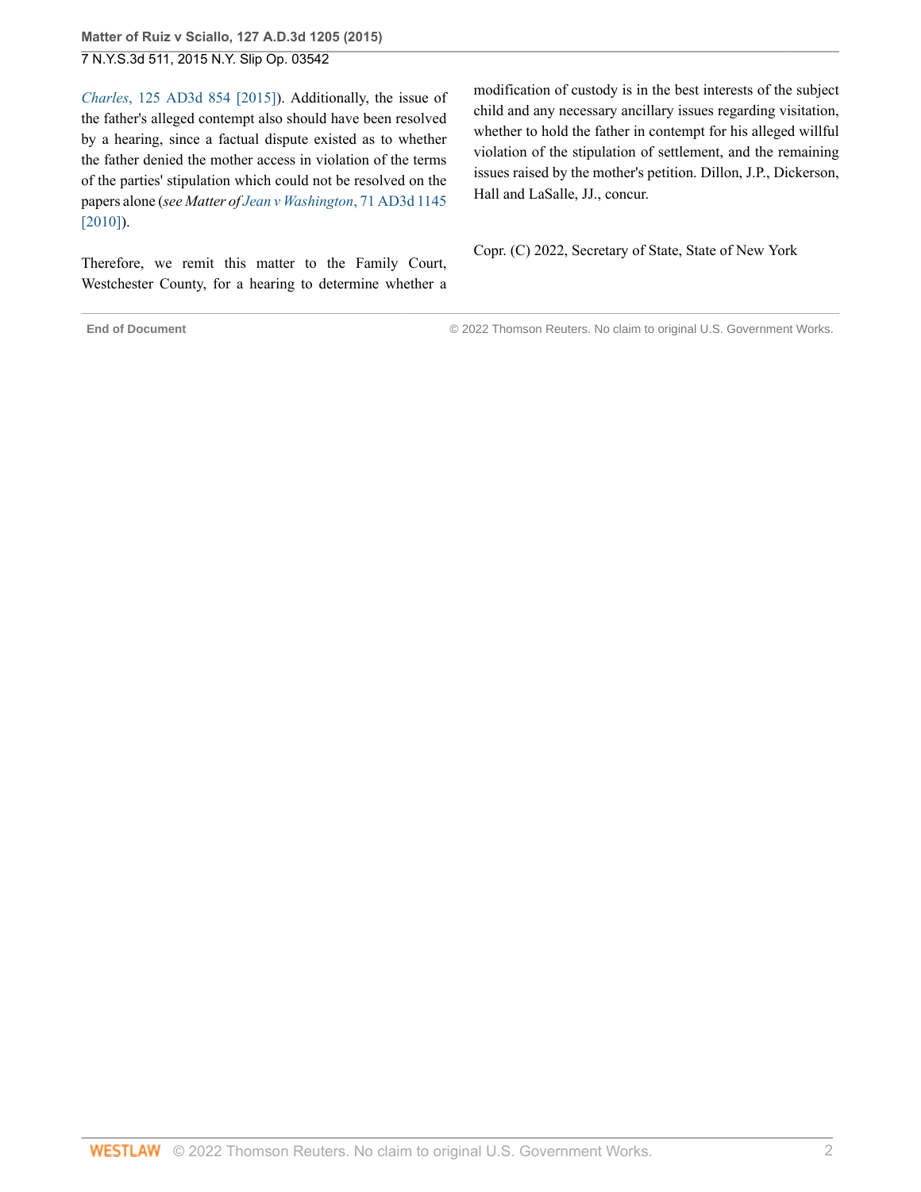*Charles*, 125 AD3d 854 [2015]). Additionally, the issue of the father's alleged contempt also should have been resolved by a hearing, since a factual dispute existed as to whether the father denied the mother access in violation of the terms of the parties' stipulation which could not be resolved on the papers alone (*see Matter of Jean v Washington*, 71 AD3d 1145 [2010]).

Therefore, we remit this matter to the Family Court, Westchester County, for a hearing to determine whether a modification of custody is in the best interests of the subject child and any necessary ancillary issues regarding visitation, whether to hold the father in contempt for his alleged willful violation of the stipulation of settlement, and the remaining issues raised by the mother's petition. Dillon, J.P., Dickerson, Hall and LaSalle, JJ., concur.

Copr. (C) 2022, Secretary of State, State of New York

**End of Document** © 2022 Thomson Reuters. No claim to original U.S. Government Works.